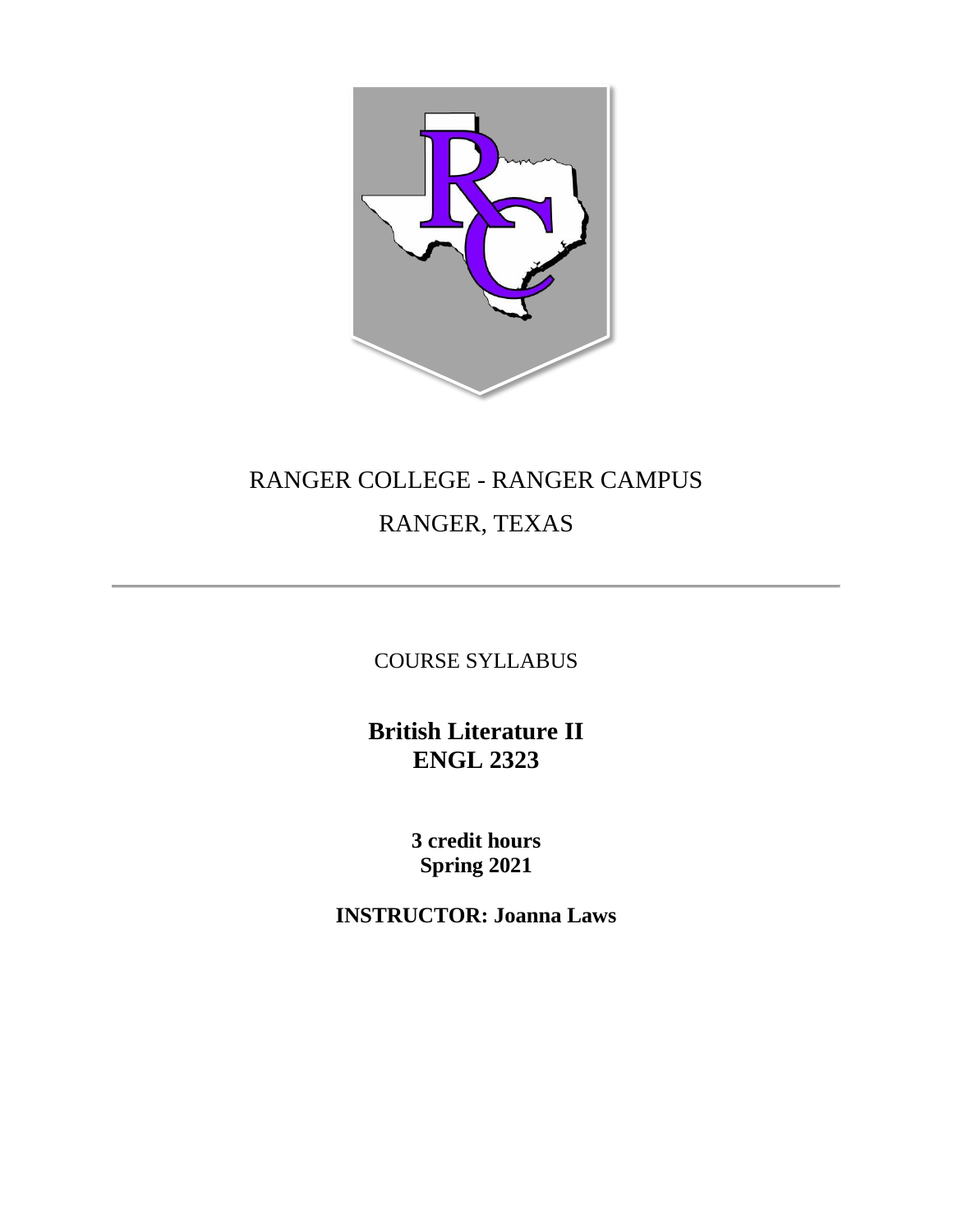RANGER COLLEGE - RANGER CAMPUS

RANGER, TEXAS

---

COURSE SYLLABUS

# British Literature II
# ENGL 2323

**3 credit hours**
**Spring 2021**

**INSTRUCTOR: Joanna Laws**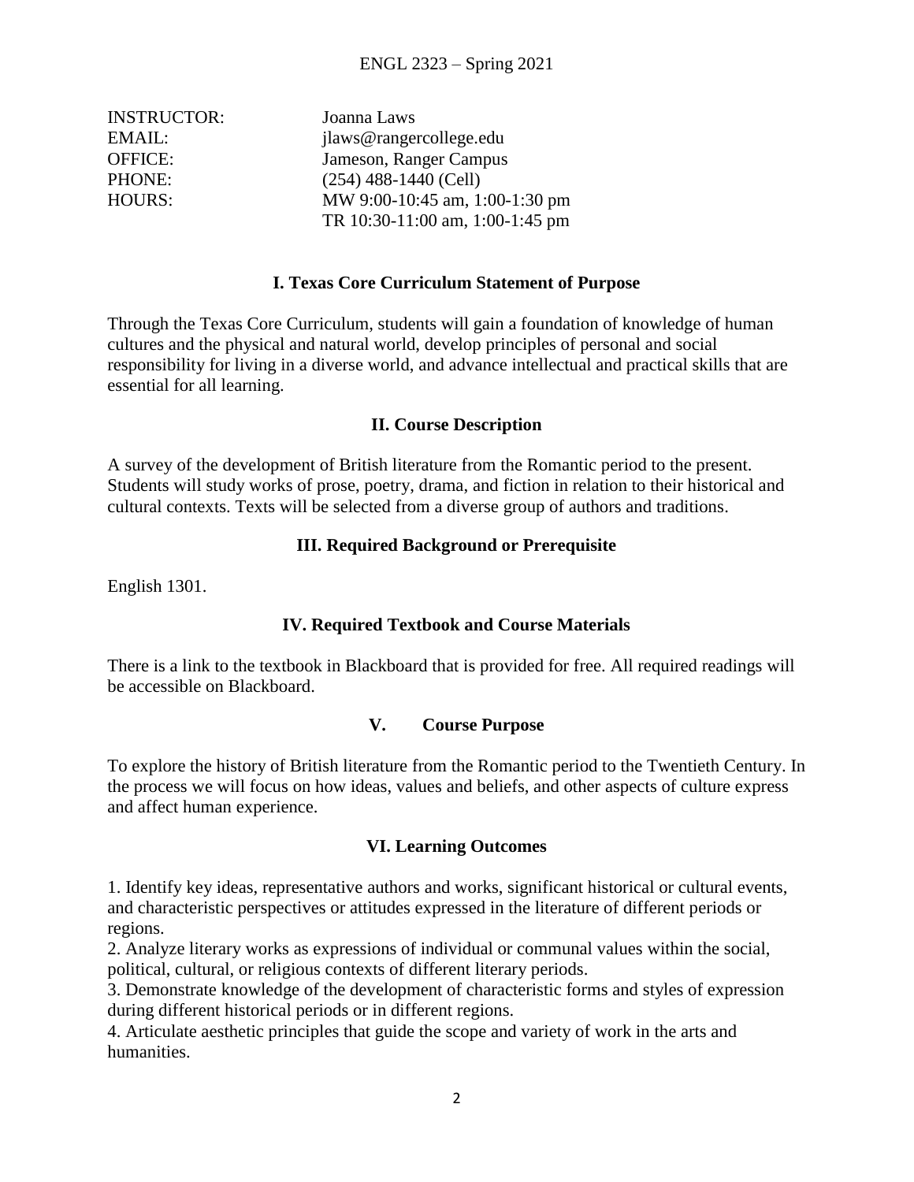ENGL 2323 – Spring 2021

| | |
|---|---|
| INSTRUCTOR: | Joanna Laws |
| EMAIL: | jlaws@rangercollege.edu |
| OFFICE: | Jameson, Ranger Campus |
| PHONE: | (254) 488-1440 (Cell) |
| HOURS: | MW 9:00-10:45 am, 1:00-1:30 pm<br>TR 10:30-11:00 am, 1:00-1:45 pm |

## I. Texas Core Curriculum Statement of Purpose

Through the Texas Core Curriculum, students will gain a foundation of knowledge of human cultures and the physical and natural world, develop principles of personal and social responsibility for living in a diverse world, and advance intellectual and practical skills that are essential for all learning.

## II. Course Description

A survey of the development of British literature from the Romantic period to the present. Students will study works of prose, poetry, drama, and fiction in relation to their historical and cultural contexts. Texts will be selected from a diverse group of authors and traditions.

## III. Required Background or Prerequisite

English 1301.

## IV. Required Textbook and Course Materials

There is a link to the textbook in Blackboard that is provided for free. All required readings will be accessible on Blackboard.

## V. Course Purpose

To explore the history of British literature from the Romantic period to the Twentieth Century. In the process we will focus on how ideas, values and beliefs, and other aspects of culture express and affect human experience.

## VI. Learning Outcomes

1. Identify key ideas, representative authors and works, significant historical or cultural events, and characteristic perspectives or attitudes expressed in the literature of different periods or regions.
2. Analyze literary works as expressions of individual or communal values within the social, political, cultural, or religious contexts of different literary periods.
3. Demonstrate knowledge of the development of characteristic forms and styles of expression during different historical periods or in different regions.
4. Articulate aesthetic principles that guide the scope and variety of work in the arts and humanities.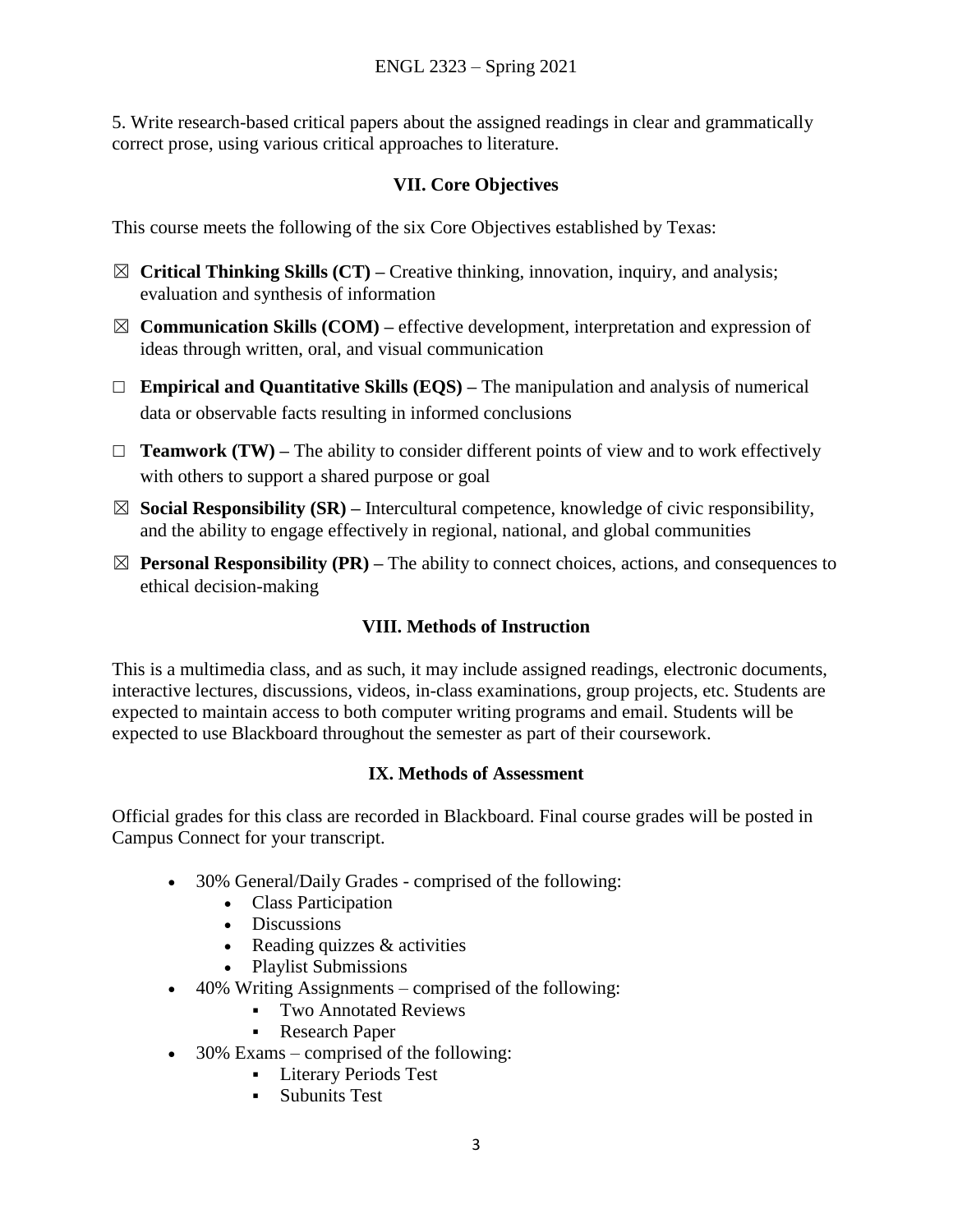5. Write research-based critical papers about the assigned readings in clear and grammatically correct prose, using various critical approaches to literature.

## VII. Core Objectives

This course meets the following of the six Core Objectives established by Texas:

☒ **Critical Thinking Skills (CT) –** Creative thinking, innovation, inquiry, and analysis; evaluation and synthesis of information

☒ **Communication Skills (COM) –** effective development, interpretation and expression of ideas through written, oral, and visual communication

☐ **Empirical and Quantitative Skills (EQS) –** The manipulation and analysis of numerical data or observable facts resulting in informed conclusions

☐ **Teamwork (TW) –** The ability to consider different points of view and to work effectively with others to support a shared purpose or goal

☒ **Social Responsibility (SR) –** Intercultural competence, knowledge of civic responsibility, and the ability to engage effectively in regional, national, and global communities

☒ **Personal Responsibility (PR) –** The ability to connect choices, actions, and consequences to ethical decision-making

## VIII. Methods of Instruction

This is a multimedia class, and as such, it may include assigned readings, electronic documents, interactive lectures, discussions, videos, in-class examinations, group projects, etc. Students are expected to maintain access to both computer writing programs and email. Students will be expected to use Blackboard throughout the semester as part of their coursework.

## IX. Methods of Assessment

Official grades for this class are recorded in Blackboard. Final course grades will be posted in Campus Connect for your transcript.

- 30% General/Daily Grades - comprised of the following:
  - Class Participation
  - Discussions
  - Reading quizzes & activities
  - Playlist Submissions
- 40% Writing Assignments – comprised of the following:
  - Two Annotated Reviews
  - Research Paper
- 30% Exams – comprised of the following:
  - Literary Periods Test
  - Subunits Test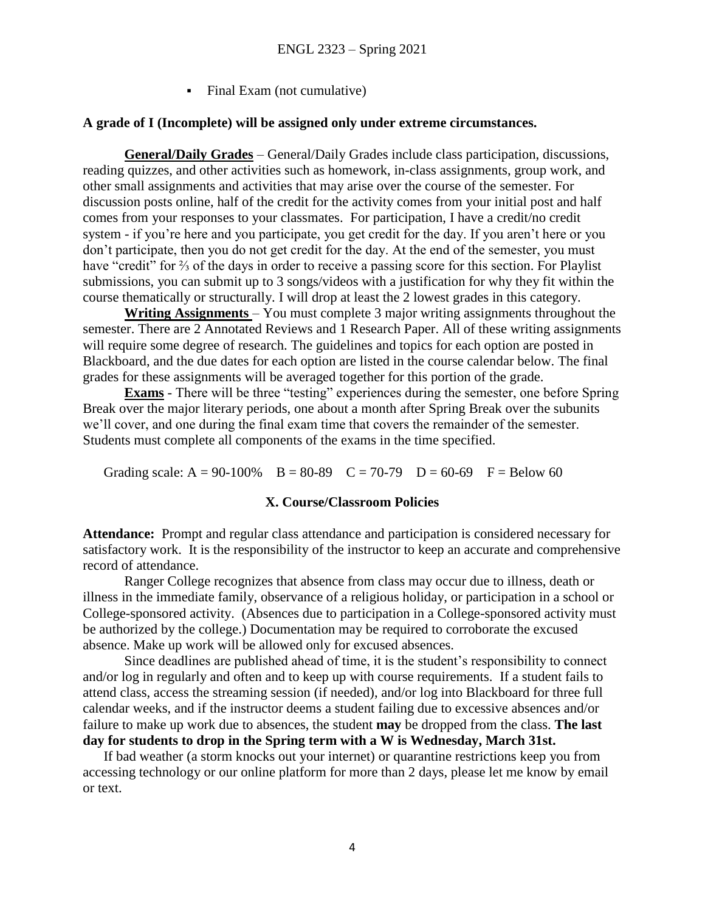- Final Exam (not cumulative)

**A grade of I (Incomplete) will be assigned only under extreme circumstances.**

**General/Daily Grades** – General/Daily Grades include class participation, discussions, reading quizzes, and other activities such as homework, in-class assignments, group work, and other small assignments and activities that may arise over the course of the semester. For discussion posts online, half of the credit for the activity comes from your initial post and half comes from your responses to your classmates. For participation, I have a credit/no credit system - if you're here and you participate, you get credit for the day. If you aren't here or you don't participate, then you do not get credit for the day. At the end of the semester, you must have "credit" for ⅔ of the days in order to receive a passing score for this section. For Playlist submissions, you can submit up to 3 songs/videos with a justification for why they fit within the course thematically or structurally. I will drop at least the 2 lowest grades in this category.

**Writing Assignments** – You must complete 3 major writing assignments throughout the semester. There are 2 Annotated Reviews and 1 Research Paper. All of these writing assignments will require some degree of research. The guidelines and topics for each option are posted in Blackboard, and the due dates for each option are listed in the course calendar below. The final grades for these assignments will be averaged together for this portion of the grade.

**Exams** - There will be three "testing" experiences during the semester, one before Spring Break over the major literary periods, one about a month after Spring Break over the subunits we'll cover, and one during the final exam time that covers the remainder of the semester. Students must complete all components of the exams in the time specified.

Grading scale: A = 90-100%  B = 80-89  C = 70-79  D = 60-69  F = Below 60

## X. Course/Classroom Policies

**Attendance:** Prompt and regular class attendance and participation is considered necessary for satisfactory work. It is the responsibility of the instructor to keep an accurate and comprehensive record of attendance.

Ranger College recognizes that absence from class may occur due to illness, death or illness in the immediate family, observance of a religious holiday, or participation in a school or College-sponsored activity. (Absences due to participation in a College-sponsored activity must be authorized by the college.) Documentation may be required to corroborate the excused absence. Make up work will be allowed only for excused absences.

Since deadlines are published ahead of time, it is the student's responsibility to connect and/or log in regularly and often and to keep up with course requirements. If a student fails to attend class, access the streaming session (if needed), and/or log into Blackboard for three full calendar weeks, and if the instructor deems a student failing due to excessive absences and/or failure to make up work due to absences, the student **may** be dropped from the class. **The last day for students to drop in the Spring term with a W is Wednesday, March 31st.**

If bad weather (a storm knocks out your internet) or quarantine restrictions keep you from accessing technology or our online platform for more than 2 days, please let me know by email or text.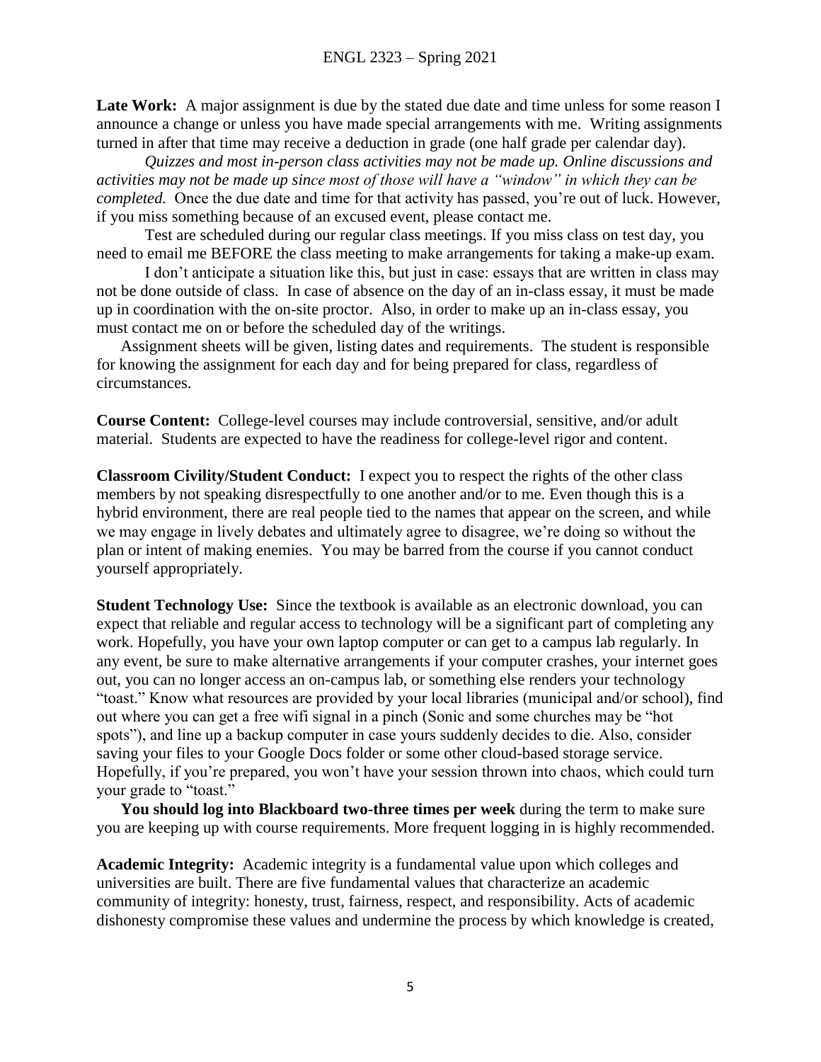**Late Work:** A major assignment is due by the stated due date and time unless for some reason I announce a change or unless you have made special arrangements with me. Writing assignments turned in after that time may receive a deduction in grade (one half grade per calendar day).

*Quizzes and most in-person class activities may not be made up. Online discussions and activities may not be made up since most of those will have a "window" in which they can be completed.* Once the due date and time for that activity has passed, you're out of luck. However, if you miss something because of an excused event, please contact me.

Test are scheduled during our regular class meetings. If you miss class on test day, you need to email me BEFORE the class meeting to make arrangements for taking a make-up exam.

I don't anticipate a situation like this, but just in case: essays that are written in class may not be done outside of class. In case of absence on the day of an in-class essay, it must be made up in coordination with the on-site proctor. Also, in order to make up an in-class essay, you must contact me on or before the scheduled day of the writings.

Assignment sheets will be given, listing dates and requirements. The student is responsible for knowing the assignment for each day and for being prepared for class, regardless of circumstances.

**Course Content:** College-level courses may include controversial, sensitive, and/or adult material. Students are expected to have the readiness for college-level rigor and content.

**Classroom Civility/Student Conduct:** I expect you to respect the rights of the other class members by not speaking disrespectfully to one another and/or to me. Even though this is a hybrid environment, there are real people tied to the names that appear on the screen, and while we may engage in lively debates and ultimately agree to disagree, we're doing so without the plan or intent of making enemies. You may be barred from the course if you cannot conduct yourself appropriately.

**Student Technology Use:** Since the textbook is available as an electronic download, you can expect that reliable and regular access to technology will be a significant part of completing any work. Hopefully, you have your own laptop computer or can get to a campus lab regularly. In any event, be sure to make alternative arrangements if your computer crashes, your internet goes out, you can no longer access an on-campus lab, or something else renders your technology "toast." Know what resources are provided by your local libraries (municipal and/or school), find out where you can get a free wifi signal in a pinch (Sonic and some churches may be "hot spots"), and line up a backup computer in case yours suddenly decides to die. Also, consider saving your files to your Google Docs folder or some other cloud-based storage service. Hopefully, if you're prepared, you won't have your session thrown into chaos, which could turn your grade to "toast."

**You should log into Blackboard two-three times per week** during the term to make sure you are keeping up with course requirements. More frequent logging in is highly recommended.

**Academic Integrity:** Academic integrity is a fundamental value upon which colleges and universities are built. There are five fundamental values that characterize an academic community of integrity: honesty, trust, fairness, respect, and responsibility. Acts of academic dishonesty compromise these values and undermine the process by which knowledge is created,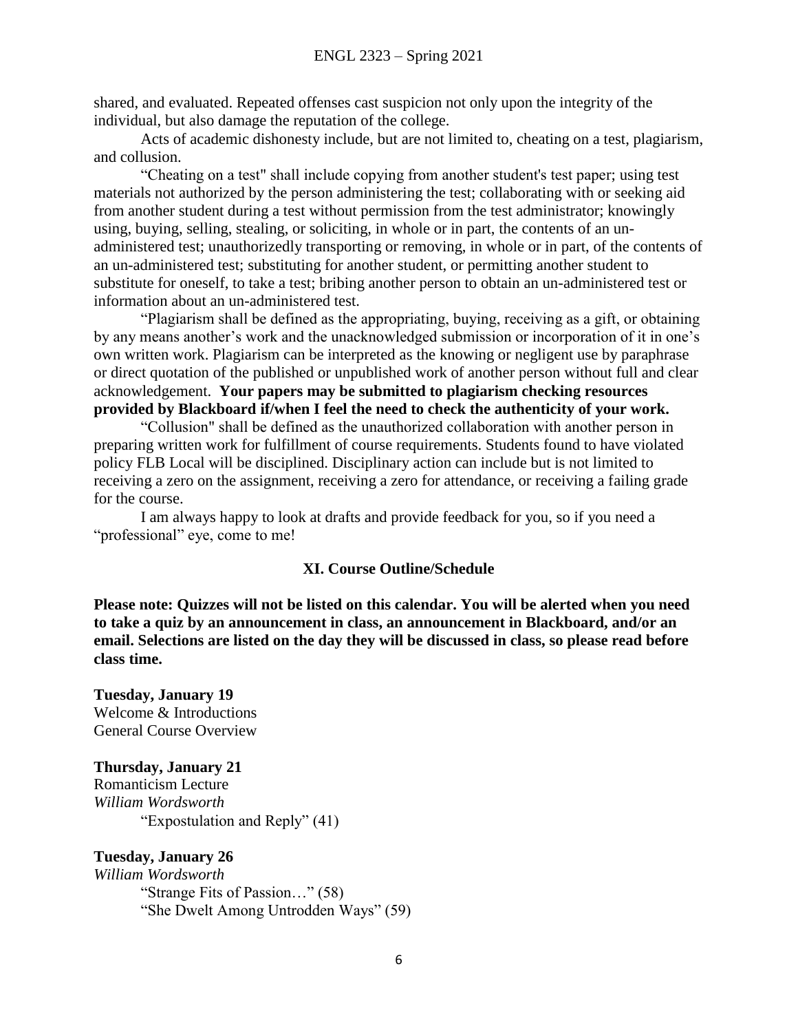shared, and evaluated. Repeated offenses cast suspicion not only upon the integrity of the individual, but also damage the reputation of the college.

Acts of academic dishonesty include, but are not limited to, cheating on a test, plagiarism, and collusion.

"Cheating on a test" shall include copying from another student's test paper; using test materials not authorized by the person administering the test; collaborating with or seeking aid from another student during a test without permission from the test administrator; knowingly using, buying, selling, stealing, or soliciting, in whole or in part, the contents of an un-administered test; unauthorizedly transporting or removing, in whole or in part, of the contents of an un-administered test; substituting for another student, or permitting another student to substitute for oneself, to take a test; bribing another person to obtain an un-administered test or information about an un-administered test.

"Plagiarism shall be defined as the appropriating, buying, receiving as a gift, or obtaining by any means another's work and the unacknowledged submission or incorporation of it in one's own written work. Plagiarism can be interpreted as the knowing or negligent use by paraphrase or direct quotation of the published or unpublished work of another person without full and clear acknowledgement. **Your papers may be submitted to plagiarism checking resources provided by Blackboard if/when I feel the need to check the authenticity of your work.**

"Collusion" shall be defined as the unauthorized collaboration with another person in preparing written work for fulfillment of course requirements. Students found to have violated policy FLB Local will be disciplined. Disciplinary action can include but is not limited to receiving a zero on the assignment, receiving a zero for attendance, or receiving a failing grade for the course.

I am always happy to look at drafts and provide feedback for you, so if you need a "professional" eye, come to me!

## XI. Course Outline/Schedule

**Please note: Quizzes will not be listed on this calendar. You will be alerted when you need to take a quiz by an announcement in class, an announcement in Blackboard, and/or an email. Selections are listed on the day they will be discussed in class, so please read before class time.**

**Tuesday, January 19**
Welcome & Introductions
General Course Overview

**Thursday, January 21**
Romanticism Lecture
*William Wordsworth*
"Expostulation and Reply" (41)

**Tuesday, January 26**
*William Wordsworth*
"Strange Fits of Passion…" (58)
"She Dwelt Among Untrodden Ways" (59)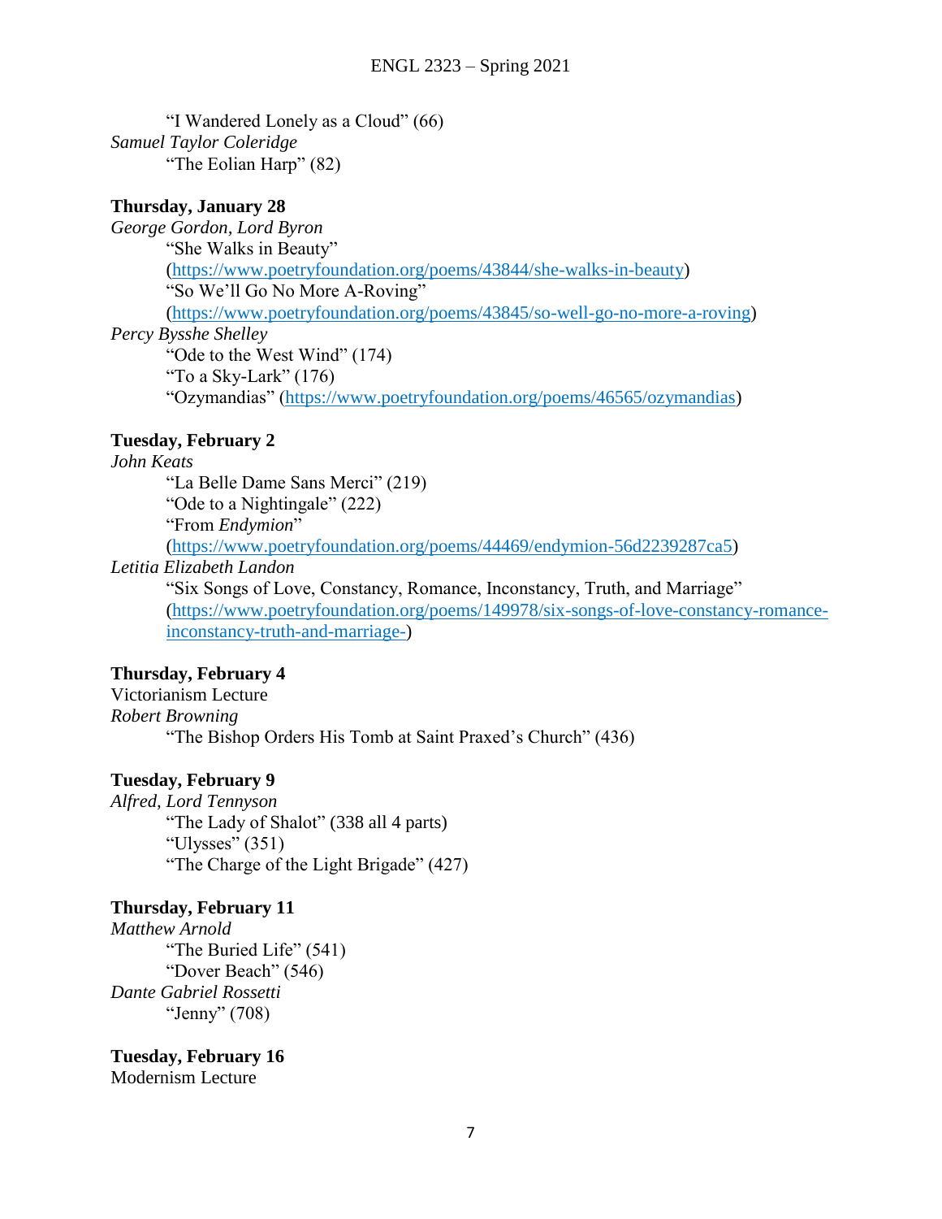"I Wandered Lonely as a Cloud" (66)

*Samuel Taylor Coleridge*

"The Eolian Harp" (82)

**Thursday, January 28**

*George Gordon, Lord Byron*

"She Walks in Beauty" (https://www.poetryfoundation.org/poems/43844/she-walks-in-beauty)

"So We'll Go No More A-Roving" (https://www.poetryfoundation.org/poems/43845/so-well-go-no-more-a-roving)

*Percy Bysshe Shelley*

"Ode to the West Wind" (174)

"To a Sky-Lark" (176)

"Ozymandias" (https://www.poetryfoundation.org/poems/46565/ozymandias)

**Tuesday, February 2**

*John Keats*

"La Belle Dame Sans Merci" (219)

"Ode to a Nightingale" (222)

"From *Endymion*" (https://www.poetryfoundation.org/poems/44469/endymion-56d2239287ca5)

*Letitia Elizabeth Landon*

"Six Songs of Love, Constancy, Romance, Inconstancy, Truth, and Marriage" (https://www.poetryfoundation.org/poems/149978/six-songs-of-love-constancy-romance-inconstancy-truth-and-marriage-)

**Thursday, February 4**

Victorianism Lecture

*Robert Browning*

"The Bishop Orders His Tomb at Saint Praxed's Church" (436)

**Tuesday, February 9**

*Alfred, Lord Tennyson*

"The Lady of Shalot" (338 all 4 parts)

"Ulysses" (351)

"The Charge of the Light Brigade" (427)

**Thursday, February 11**

*Matthew Arnold*

"The Buried Life" (541)

"Dover Beach" (546)

*Dante Gabriel Rossetti*

"Jenny" (708)

**Tuesday, February 16**

Modernism Lecture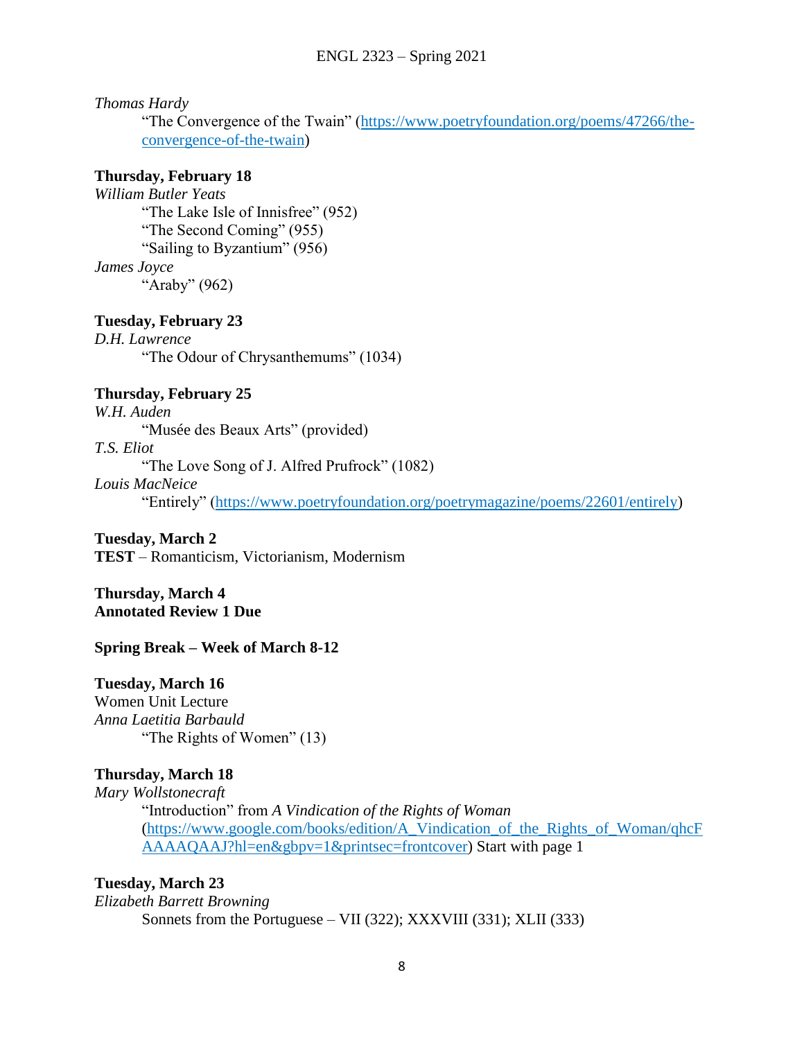*Thomas Hardy*

"The Convergence of the Twain" (https://www.poetryfoundation.org/poems/47266/the-convergence-of-the-twain)

**Thursday, February 18**

*William Butler Yeats*

"The Lake Isle of Innisfree" (952)

"The Second Coming" (955)

"Sailing to Byzantium" (956)

*James Joyce*

"Araby" (962)

**Tuesday, February 23**

*D.H. Lawrence*

"The Odour of Chrysanthemums" (1034)

**Thursday, February 25**

*W.H. Auden*

"Musée des Beaux Arts" (provided)

*T.S. Eliot*

"The Love Song of J. Alfred Prufrock" (1082)

*Louis MacNeice*

"Entirely" (https://www.poetryfoundation.org/poetrymagazine/poems/22601/entirely)

**Tuesday, March 2**

**TEST** – Romanticism, Victorianism, Modernism

**Thursday, March 4**

**Annotated Review 1 Due**

**Spring Break – Week of March 8-12**

**Tuesday, March 16**

Women Unit Lecture

*Anna Laetitia Barbauld*

"The Rights of Women" (13)

**Thursday, March 18**

*Mary Wollstonecraft*

"Introduction" from *A Vindication of the Rights of Woman* (https://www.google.com/books/edition/A_Vindication_of_the_Rights_of_Woman/qhcFAAAAQAAJ?hl=en&gbpv=1&printsec=frontcover) Start with page 1

**Tuesday, March 23**

*Elizabeth Barrett Browning*

Sonnets from the Portuguese – VII (322); XXXVIII (331); XLII (333)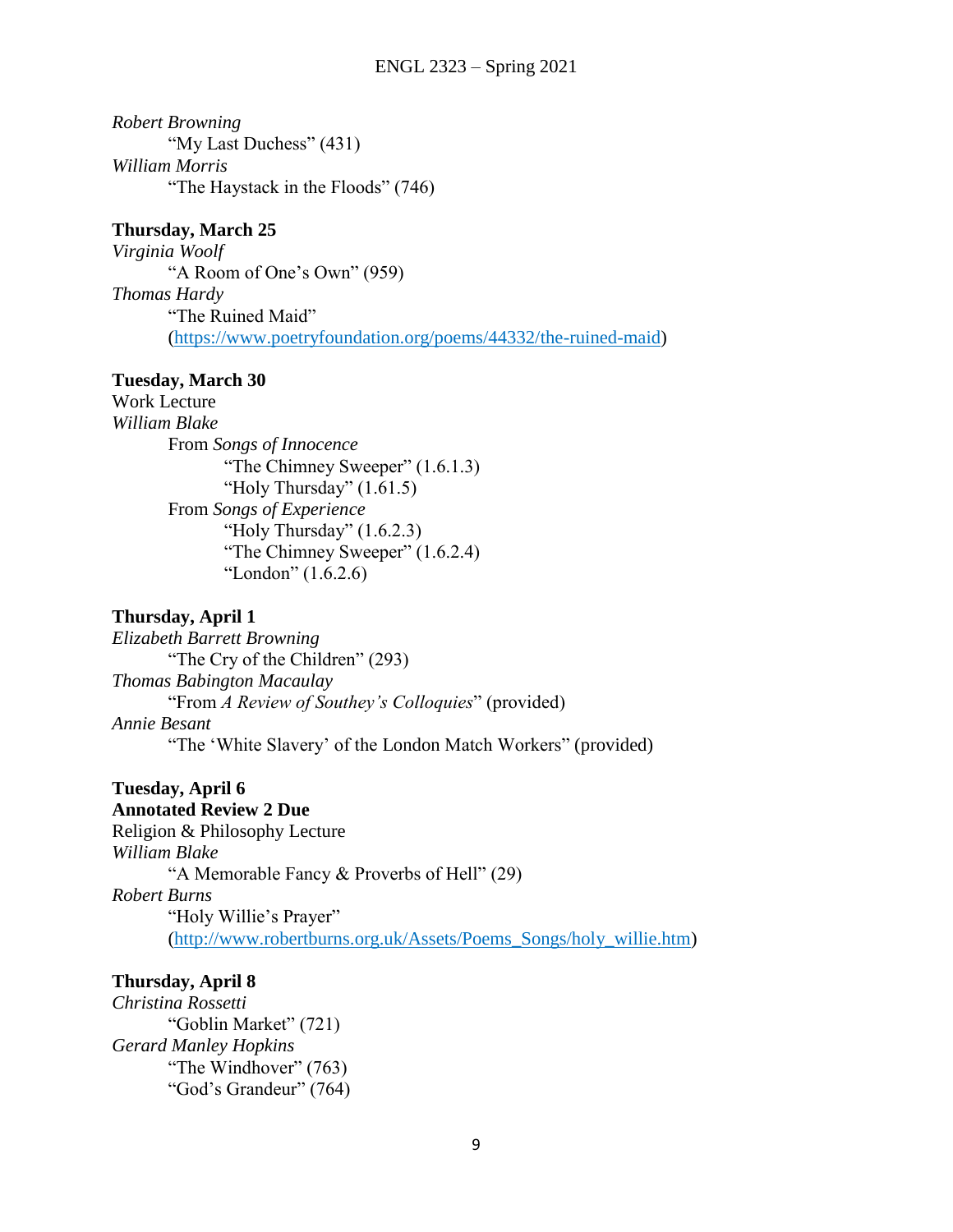*Robert Browning*

"My Last Duchess" (431)

*William Morris*

"The Haystack in the Floods" (746)

**Thursday, March 25**

*Virginia Woolf*

"A Room of One's Own" (959)

*Thomas Hardy*

"The Ruined Maid" (https://www.poetryfoundation.org/poems/44332/the-ruined-maid)

**Tuesday, March 30**

Work Lecture

*William Blake*

From *Songs of Innocence*

- "The Chimney Sweeper" (1.6.1.3)
- "Holy Thursday" (1.61.5)

From *Songs of Experience*

- "Holy Thursday" (1.6.2.3)
- "The Chimney Sweeper" (1.6.2.4)
- "London" (1.6.2.6)

**Thursday, April 1**

*Elizabeth Barrett Browning*

"The Cry of the Children" (293)

*Thomas Babington Macaulay*

"From *A Review of Southey's Colloquies*" (provided)

*Annie Besant*

"The 'White Slavery' of the London Match Workers" (provided)

**Tuesday, April 6**

**Annotated Review 2 Due**

Religion & Philosophy Lecture

*William Blake*

"A Memorable Fancy & Proverbs of Hell" (29)

*Robert Burns*

"Holy Willie's Prayer" (http://www.robertburns.org.uk/Assets/Poems_Songs/holy_willie.htm)

**Thursday, April 8**

*Christina Rossetti*

"Goblin Market" (721)

*Gerard Manley Hopkins*

"The Windhover" (763)

"God's Grandeur" (764)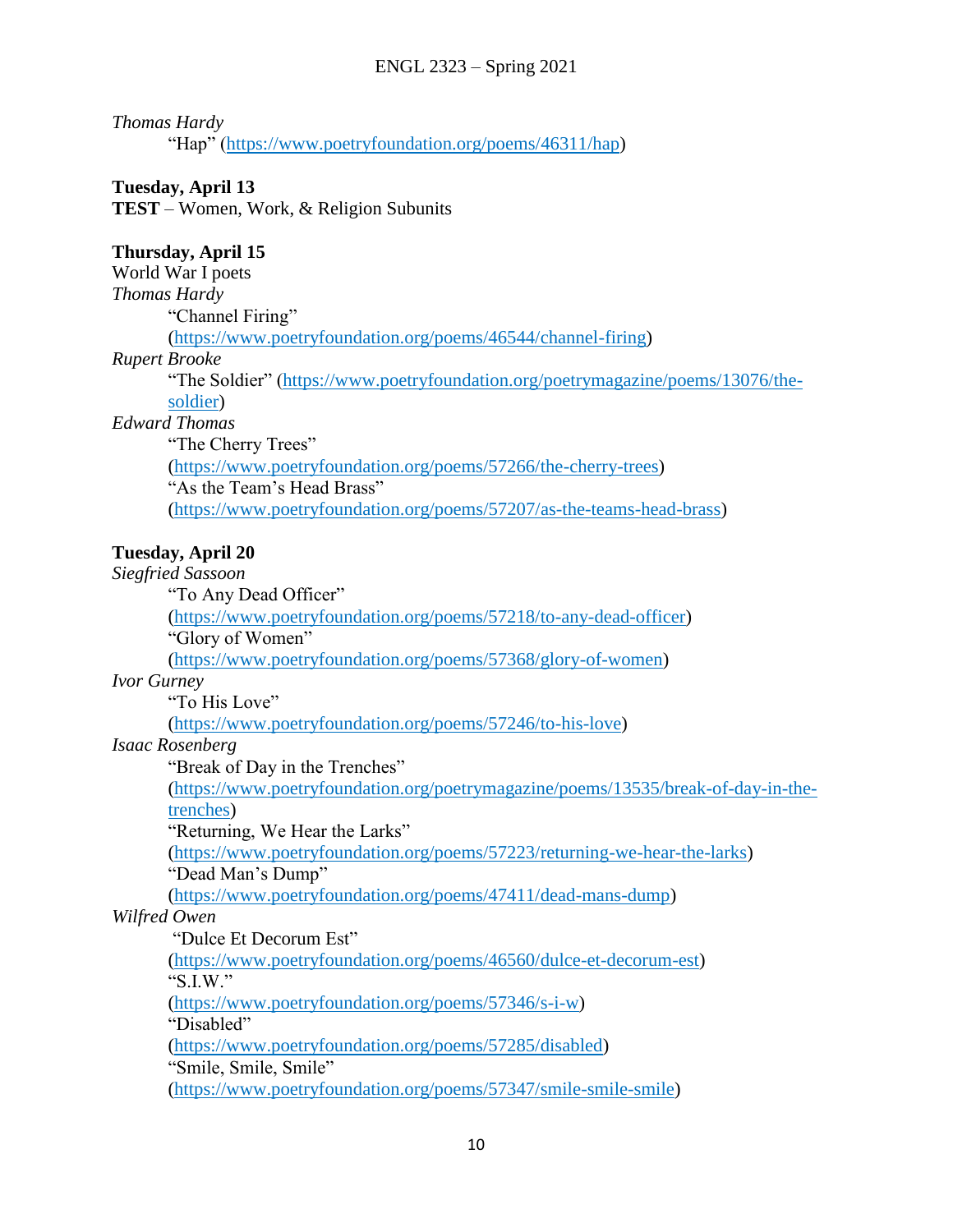*Thomas Hardy*

"Hap" (https://www.poetryfoundation.org/poems/46311/hap)

**Tuesday, April 13**
**TEST** – Women, Work, & Religion Subunits

**Thursday, April 15**
World War I poets
*Thomas Hardy*

"Channel Firing"
(https://www.poetryfoundation.org/poems/46544/channel-firing)

*Rupert Brooke*

"The Soldier" (https://www.poetryfoundation.org/poetrymagazine/poems/13076/the-soldier)

*Edward Thomas*

"The Cherry Trees"
(https://www.poetryfoundation.org/poems/57266/the-cherry-trees)
"As the Team's Head Brass"
(https://www.poetryfoundation.org/poems/57207/as-the-teams-head-brass)

**Tuesday, April 20**
*Siegfried Sassoon*

"To Any Dead Officer"
(https://www.poetryfoundation.org/poems/57218/to-any-dead-officer)
"Glory of Women"
(https://www.poetryfoundation.org/poems/57368/glory-of-women)

*Ivor Gurney*

"To His Love"
(https://www.poetryfoundation.org/poems/57246/to-his-love)

*Isaac Rosenberg*

"Break of Day in the Trenches"
(https://www.poetryfoundation.org/poetrymagazine/poems/13535/break-of-day-in-the-trenches)
"Returning, We Hear the Larks"
(https://www.poetryfoundation.org/poems/57223/returning-we-hear-the-larks)
"Dead Man's Dump"
(https://www.poetryfoundation.org/poems/47411/dead-mans-dump)

*Wilfred Owen*

"Dulce Et Decorum Est"
(https://www.poetryfoundation.org/poems/46560/dulce-et-decorum-est)
"S.I.W."
(https://www.poetryfoundation.org/poems/57346/s-i-w)
"Disabled"
(https://www.poetryfoundation.org/poems/57285/disabled)
"Smile, Smile, Smile"
(https://www.poetryfoundation.org/poems/57347/smile-smile-smile)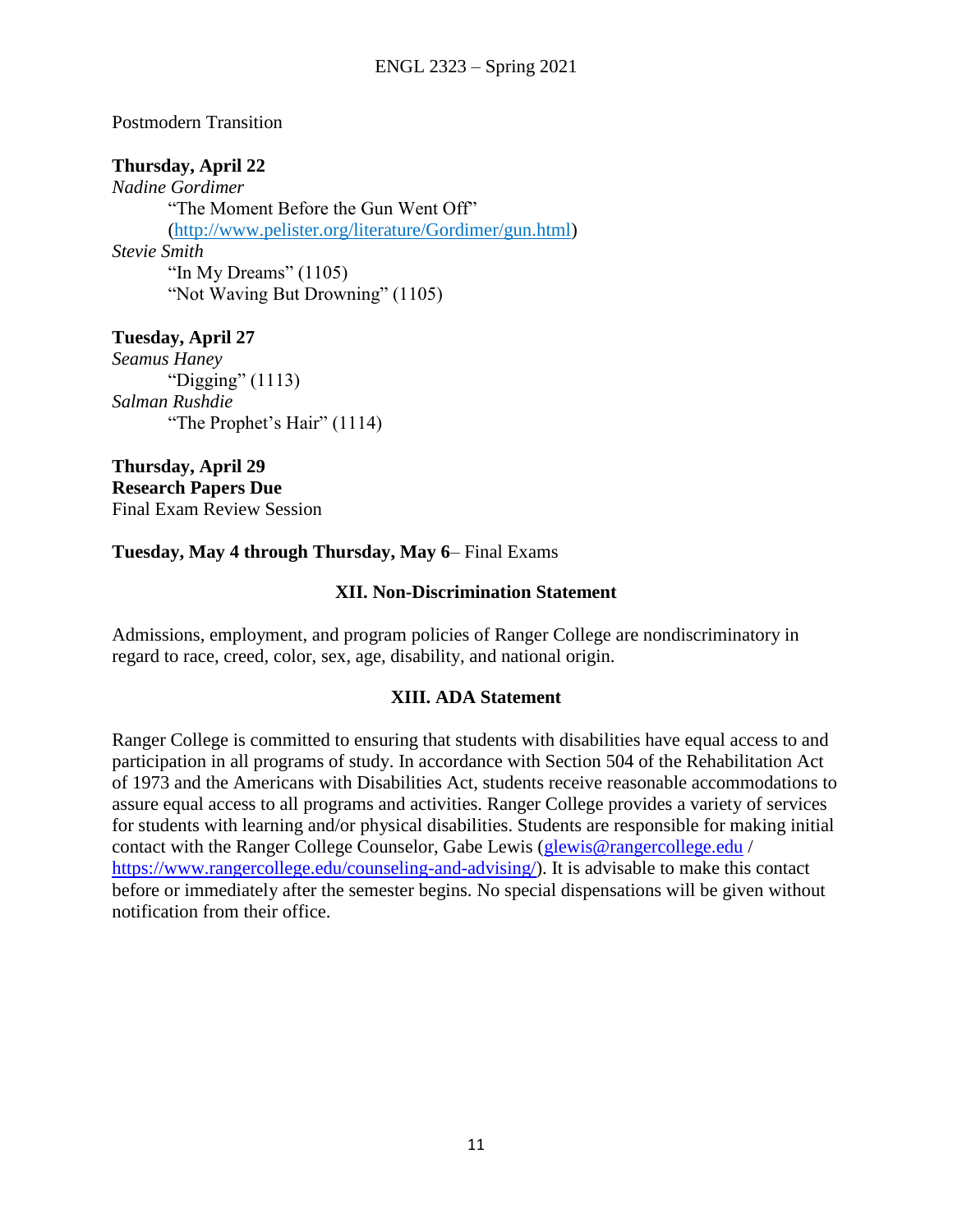Postmodern Transition

**Thursday, April 22**

*Nadine Gordimer*

"The Moment Before the Gun Went Off" (http://www.pelister.org/literature/Gordimer/gun.html)

*Stevie Smith*

"In My Dreams" (1105)

"Not Waving But Drowning" (1105)

**Tuesday, April 27**

*Seamus Haney*

"Digging" (1113)

*Salman Rushdie*

"The Prophet's Hair" (1114)

**Thursday, April 29**

**Research Papers Due**

Final Exam Review Session

**Tuesday, May 4 through Thursday, May 6**– Final Exams

## XII. Non-Discrimination Statement

Admissions, employment, and program policies of Ranger College are nondiscriminatory in regard to race, creed, color, sex, age, disability, and national origin.

## XIII. ADA Statement

Ranger College is committed to ensuring that students with disabilities have equal access to and participation in all programs of study. In accordance with Section 504 of the Rehabilitation Act of 1973 and the Americans with Disabilities Act, students receive reasonable accommodations to assure equal access to all programs and activities. Ranger College provides a variety of services for students with learning and/or physical disabilities. Students are responsible for making initial contact with the Ranger College Counselor, Gabe Lewis (glewis@rangercollege.edu / https://www.rangercollege.edu/counseling-and-advising/). It is advisable to make this contact before or immediately after the semester begins. No special dispensations will be given without notification from their office.